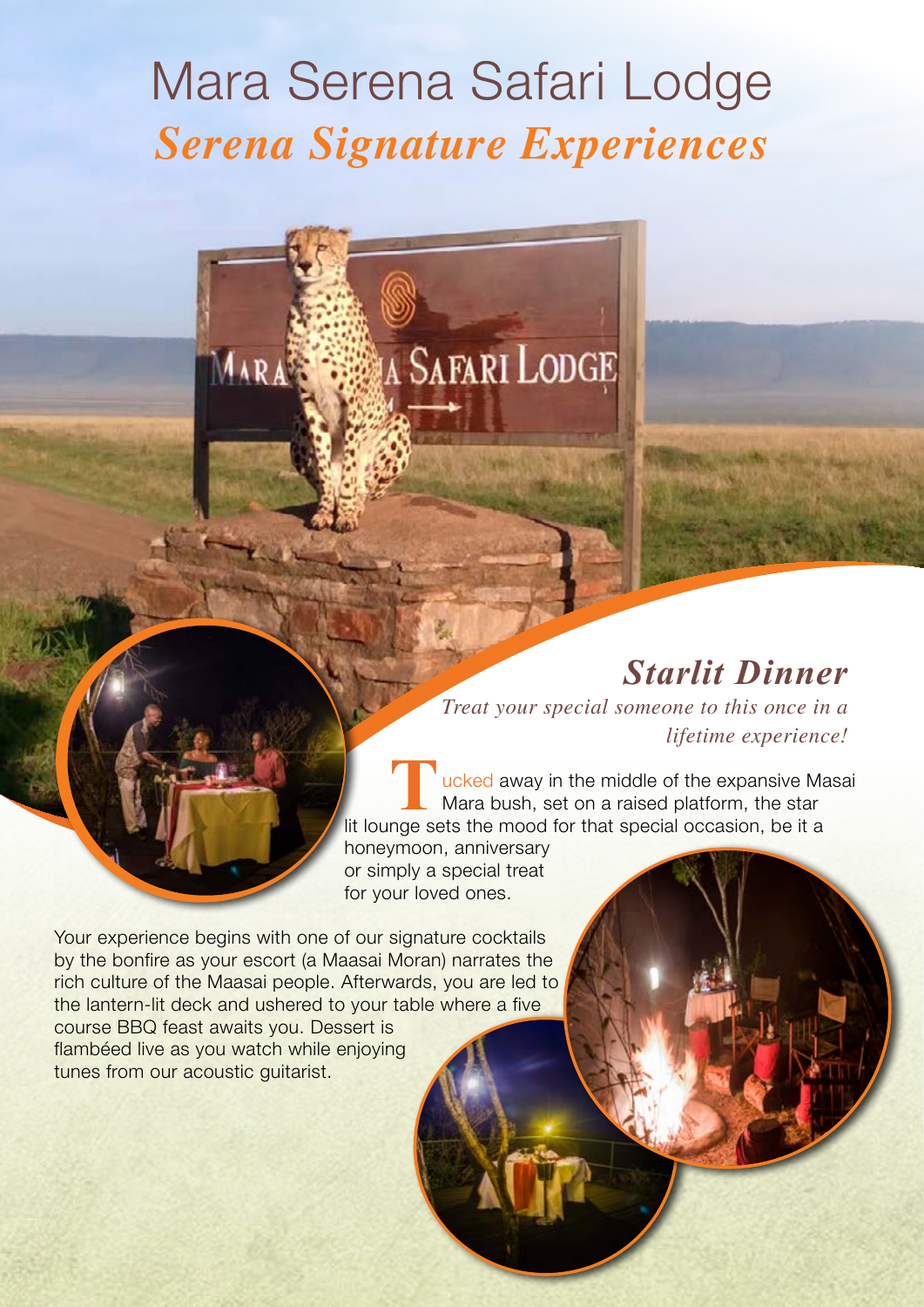# Mara Serena Safari Lodge

## *Serena Signature Experiences*

### *Starlit Dinner*

*Treat your special someone to this once in a lifetime experience!*

Tucked away in the middle of the expansive Masai Mara bush, set on a raised platform, the star lit lounge sets the mood for that special occasion, be it a honeymoon, anniversary or simply a special treat for your loved ones.

Your experience begins with one of our signature cocktails by the bonfire as your escort (a Maasai Moran) narrates the rich culture of the Maasai people. Afterwards, you are led to the lantern-lit deck and ushered to your table where a five course BBQ feast awaits you. Dessert is flambéed live as you watch while enjoying tunes from our acoustic guitarist.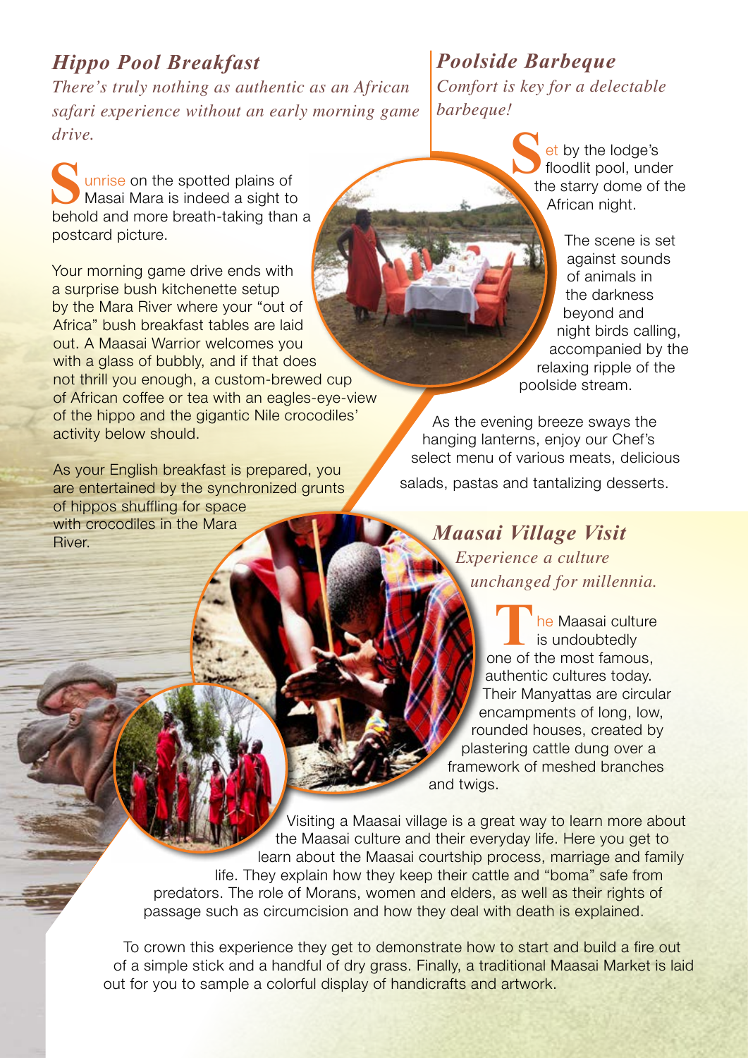## *Hippo Pool Breakfast*

*There's truly nothing as authentic as an African safari experience without an early morning game drive.*

Sunrise on the spotted plains of Masai Mara is indeed a sight to behold and more breath-taking than a postcard picture.

Your morning game drive ends with a surprise bush kitchenette setup by the Mara River where your "out of Africa" bush breakfast tables are laid out. A Maasai Warrior welcomes you with a glass of bubbly, and if that does not thrill you enough, a custom-brewed cup of African coffee or tea with an eagles-eye-view of the hippo and the gigantic Nile crocodiles' activity below should.

As your English breakfast is prepared, you are entertained by the synchronized grunts of hippos shuffling for space with crocodiles in the Mara River.

## *Poolside Barbeque*

*Comfort is key for a delectable barbeque!*

Set by the lodge's floodlit pool, under the starry dome of the African night.

The scene is set against sounds of animals in the darkness beyond and night birds calling, accompanied by the relaxing ripple of the poolside stream.

As the evening breeze sways the hanging lanterns, enjoy our Chef's select menu of various meats, delicious salads, pastas and tantalizing desserts.

## *Maasai Village Visit*

*Experience a culture unchanged for millennia.*

The Maasai culture is undoubtedly one of the most famous, authentic cultures today. Their Manyattas are circular encampments of long, low, rounded houses, created by plastering cattle dung over a framework of meshed branches and twigs.

Visiting a Maasai village is a great way to learn more about the Maasai culture and their everyday life. Here you get to learn about the Maasai courtship process, marriage and family life. They explain how they keep their cattle and "boma" safe from predators. The role of Morans, women and elders, as well as their rights of passage such as circumcision and how they deal with death is explained.

To crown this experience they get to demonstrate how to start and build a fire out of a simple stick and a handful of dry grass. Finally, a traditional Maasai Market is laid out for you to sample a colorful display of handicrafts and artwork.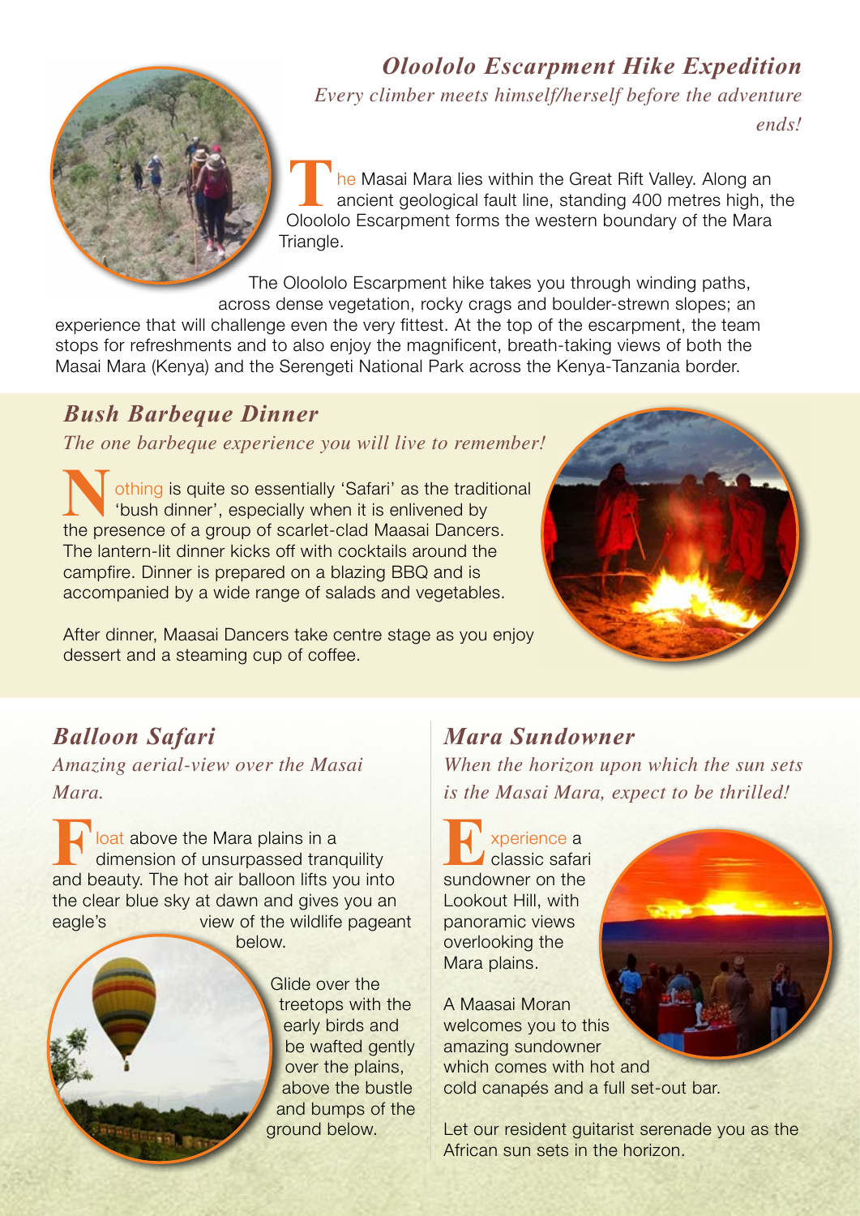## Oloololo Escarpment Hike Expedition

*Every climber meets himself/herself before the adventure ends!*

The Masai Mara lies within the Great Rift Valley. Along an ancient geological fault line, standing 400 metres high, the Oloololo Escarpment forms the western boundary of the Mara Triangle.

The Oloololo Escarpment hike takes you through winding paths, across dense vegetation, rocky crags and boulder-strewn slopes; an experience that will challenge even the very fittest. At the top of the escarpment, the team stops for refreshments and to also enjoy the magnificent, breath-taking views of both the Masai Mara (Kenya) and the Serengeti National Park across the Kenya-Tanzania border.

## Bush Barbeque Dinner

*The one barbeque experience you will live to remember!*

Nothing is quite so essentially 'Safari' as the traditional 'bush dinner', especially when it is enlivened by the presence of a group of scarlet-clad Maasai Dancers. The lantern-lit dinner kicks off with cocktails around the campfire. Dinner is prepared on a blazing BBQ and is accompanied by a wide range of salads and vegetables.

After dinner, Maasai Dancers take centre stage as you enjoy dessert and a steaming cup of coffee.

## Balloon Safari

*Amazing aerial-view over the Masai Mara.*

Float above the Mara plains in a dimension of unsurpassed tranquility and beauty. The hot air balloon lifts you into the clear blue sky at dawn and gives you an eagle's view of the wildlife pageant below.

Glide over the treetops with the early birds and be wafted gently over the plains, above the bustle and bumps of the ground below.

## Mara Sundowner

*When the horizon upon which the sun sets is the Masai Mara, expect to be thrilled!*

Experience a classic safari sundowner on the Lookout Hill, with panoramic views overlooking the Mara plains.

A Maasai Moran welcomes you to this amazing sundowner which comes with hot and cold canapés and a full set-out bar.

Let our resident guitarist serenade you as the African sun sets in the horizon.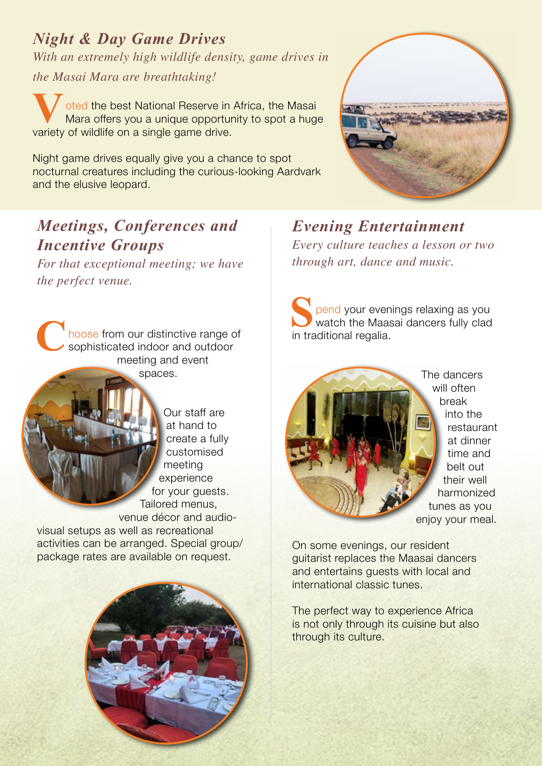## *Night & Day Game Drives*

*With an extremely high wildlife density, game drives in the Masai Mara are breathtaking!*

Voted the best National Reserve in Africa, the Masai Mara offers you a unique opportunity to spot a huge variety of wildlife on a single game drive.

Night game drives equally give you a chance to spot nocturnal creatures including the curious-looking Aardvark and the elusive leopard.

## *Meetings, Conferences and Incentive Groups*

*For that exceptional meeting; we have the perfect venue.*

Choose from our distinctive range of sophisticated indoor and outdoor meeting and event spaces.

Our staff are at hand to create a fully customised meeting experience for your guests. Tailored menus, venue décor and audio-visual setups as well as recreational activities can be arranged. Special group/package rates are available on request.

## *Evening Entertainment*

*Every culture teaches a lesson or two through art, dance and music.*

Spend your evenings relaxing as you watch the Maasai dancers fully clad in traditional regalia.

The dancers will often break into the restaurant at dinner time and belt out their well harmonized tunes as you enjoy your meal.

On some evenings, our resident guitarist replaces the Maasai dancers and entertains guests with local and international classic tunes.

The perfect way to experience Africa is not only through its cuisine but also through its culture.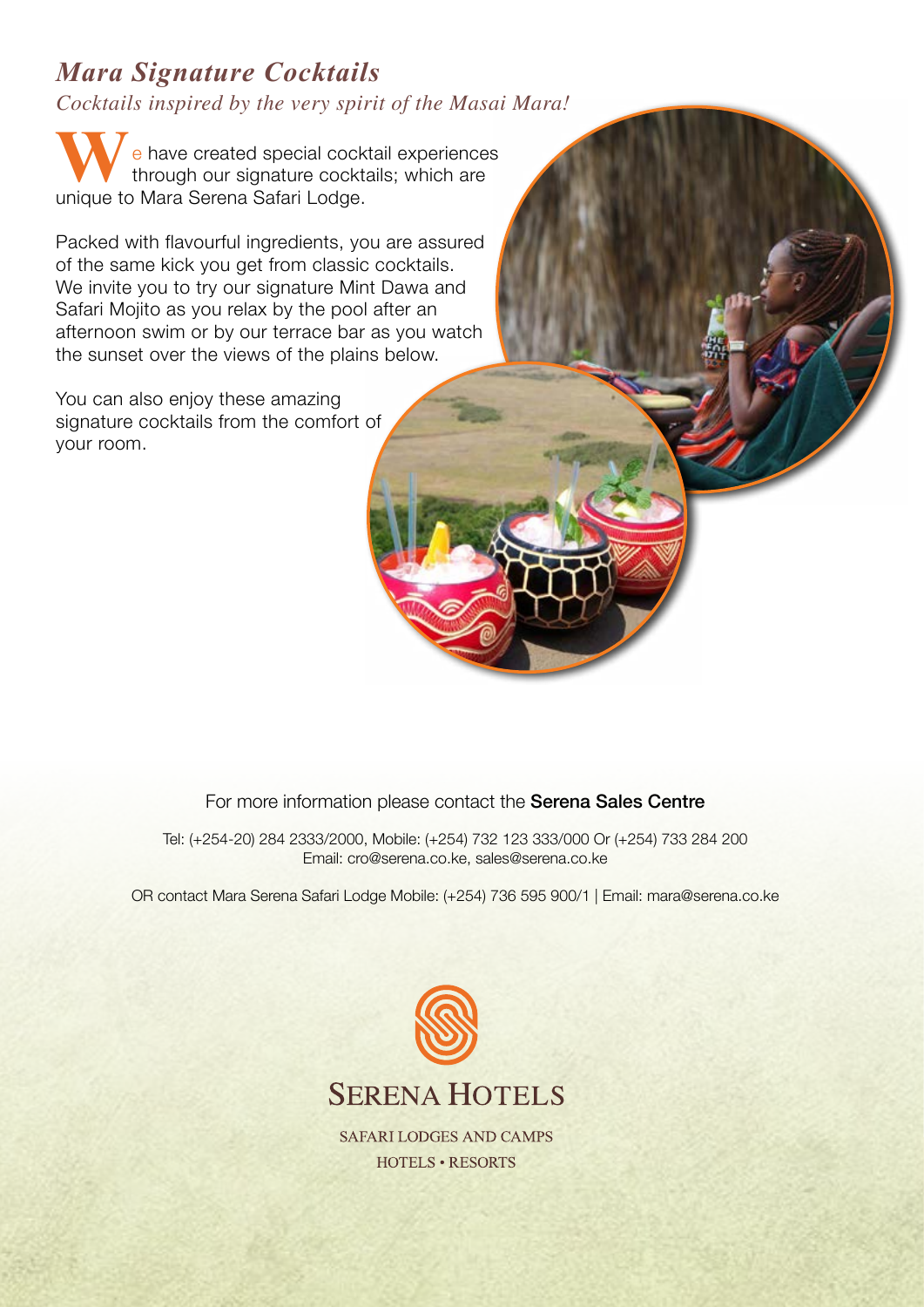## *Mara Signature Cocktails*

*Cocktails inspired by the very spirit of the Masai Mara!*

We have created special cocktail experiences through our signature cocktails; which are unique to Mara Serena Safari Lodge.

Packed with flavourful ingredients, you are assured of the same kick you get from classic cocktails. We invite you to try our signature Mint Dawa and Safari Mojito as you relax by the pool after an afternoon swim or by our terrace bar as you watch the sunset over the views of the plains below.

You can also enjoy these amazing signature cocktails from the comfort of your room.

For more information please contact the **Serena Sales Centre**

Tel: (+254-20) 284 2333/2000, Mobile: (+254) 732 123 333/000 Or (+254) 733 284 200
Email: cro@serena.co.ke, sales@serena.co.ke

OR contact Mara Serena Safari Lodge Mobile: (+254) 736 595 900/1 | Email: mara@serena.co.ke

SERENA HOTELS

SAFARI LODGES AND CAMPS
HOTELS • RESORTS